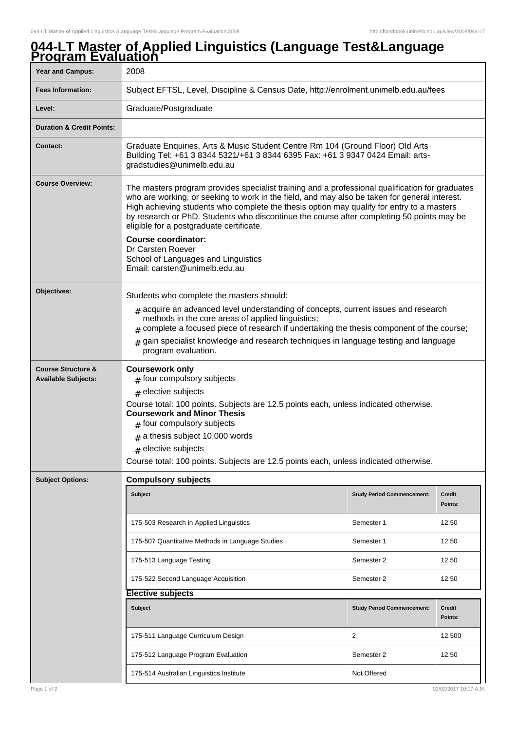# 044-LT Master of Applied Linguistics (Language Test&Language Program Evaluation

| | |
|---|---|
| **Year and Campus:** | 2008 |
| **Fees Information:** | Subject EFTSL, Level, Discipline & Census Date, http://enrolment.unimelb.edu.au/fees |
| **Level:** | Graduate/Postgraduate |
| **Duration & Credit Points:** | |
| **Contact:** | Graduate Enquiries, Arts & Music Student Centre Rm 104 (Ground Floor) Old Arts Building Tel: +61 3 8344 5321/+61 3 8344 6395 Fax: +61 3 9347 0424 Email: arts-gradstudies@unimelb.edu.au |

**Course Overview:**

The masters program provides specialist training and a professional qualification for graduates who are working, or seeking to work in the field, and may also be taken for general interest. High achieving students who complete the thesis option may qualify for entry to a masters by research or PhD. Students who discontinue the course after completing 50 points may be eligible for a postgraduate certificate.

**Course coordinator:**
Dr Carsten Roever
School of Languages and Linguistics
Email: carsten@unimelb.edu.au

**Objectives:**

Students who complete the masters should:

# acquire an advanced level understanding of concepts, current issues and research methods in the core areas of applied linguistics;
# complete a focused piece of research if undertaking the thesis component of the course;
# gain specialist knowledge and research techniques in language testing and language program evaluation.

**Course Structure & Available Subjects:**

**Coursework only**

# four compulsory subjects
# elective subjects

Course total: 100 points. Subjects are 12.5 points each, unless indicated otherwise.

**Coursework and Minor Thesis**

# four compulsory subjects
# a thesis subject 10,000 words
# elective subjects

Course total: 100 points. Subjects are 12.5 points each, unless indicated otherwise.

**Subject Options:**

**Compulsory subjects**

| Subject | Study Period Commencement: | Credit Points: |
|---|---|---|
| 175-503 Research in Applied Linguistics | Semester 1 | 12.50 |
| 175-507 Quantitative Methods in Language Studies | Semester 1 | 12.50 |
| 175-513 Language Testing | Semester 2 | 12.50 |
| 175-522 Second Language Acquisition | Semester 2 | 12.50 |

**Elective subjects**

| Subject | Study Period Commencement: | Credit Points: |
|---|---|---|
| 175-511 Language Curriculum Design | 2 | 12.500 |
| 175-512 Language Program Evaluation | Semester 2 | 12.50 |
| 175-514 Australian Linguistics Institute | Not Offered | |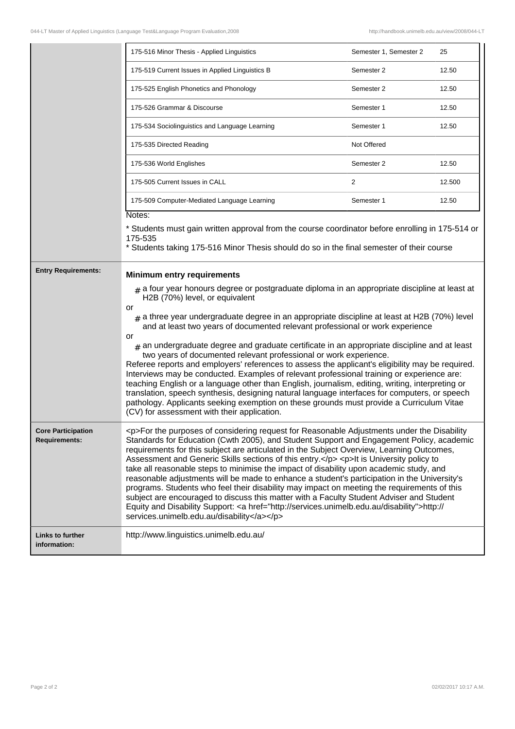| | | |
|---|---|---|
| 175-516 Minor Thesis - Applied Linguistics | Semester 1, Semester 2 | 25 |
| 175-519 Current Issues in Applied Linguistics B | Semester 2 | 12.50 |
| 175-525 English Phonetics and Phonology | Semester 2 | 12.50 |
| 175-526 Grammar & Discourse | Semester 1 | 12.50 |
| 175-534 Sociolinguistics and Language Learning | Semester 1 | 12.50 |
| 175-535 Directed Reading | Not Offered | |
| 175-536 World Englishes | Semester 2 | 12.50 |
| 175-505 Current Issues in CALL | 2 | 12.500 |
| 175-509 Computer-Mediated Language Learning | Semester 1 | 12.50 |

Notes:

* Students must gain written approval from the course coordinator before enrolling in 175-514 or 175-535
* Students taking 175-516 Minor Thesis should do so in the final semester of their course

**Entry Requirements:**

**Minimum entry requirements**

# a four year honours degree or postgraduate diploma in an appropriate discipline at least at H2B (70%) level, or equivalent

or

# a three year undergraduate degree in an appropriate discipline at least at H2B (70%) level and at least two years of documented relevant professional or work experience

or

# an undergraduate degree and graduate certificate in an appropriate discipline and at least two years of documented relevant professional or work experience.

Referee reports and employers' references to assess the applicant's eligibility may be required. Interviews may be conducted. Examples of relevant professional training or experience are: teaching English or a language other than English, journalism, editing, writing, interpreting or translation, speech synthesis, designing natural language interfaces for computers, or speech pathology. Applicants seeking exemption on these grounds must provide a Curriculum Vitae (CV) for assessment with their application.

**Core Participation Requirements:**

<p>For the purposes of considering request for Reasonable Adjustments under the Disability Standards for Education (Cwth 2005), and Student Support and Engagement Policy, academic requirements for this subject are articulated in the Subject Overview, Learning Outcomes, Assessment and Generic Skills sections of this entry.</p> <p>It is University policy to take all reasonable steps to minimise the impact of disability upon academic study, and reasonable adjustments will be made to enhance a student's participation in the University's programs. Students who feel their disability may impact on meeting the requirements of this subject are encouraged to discuss this matter with a Faculty Student Adviser and Student Equity and Disability Support: <a href="http://services.unimelb.edu.au/disability">http://services.unimelb.edu.au/disability</a></p>

**Links to further information:**

http://www.linguistics.unimelb.edu.au/